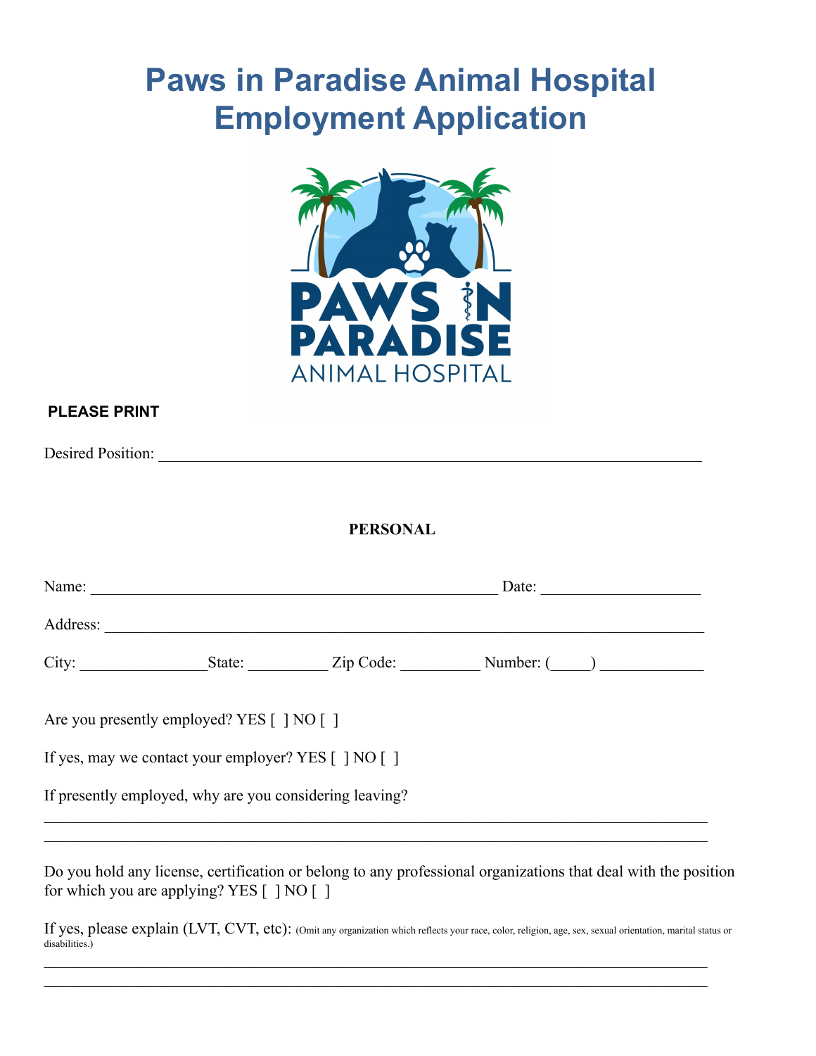# Paws in Paradise Animal Hospital Employment Application

**PLEASE PRINT**

Desired Position: ______________________________________________________________________

**PERSONAL**

Name: ____________________________________________________ Date: ____________________

Address: _____________________________________________________________________________

City: ________________State: __________ Zip Code: __________ Number: (_____) _____________

Are you presently employed? YES [ ] NO [ ]

If yes, may we contact your employer? YES [ ] NO [ ]

If presently employed, why are you considering leaving?

_____________________________________________________________________________________

_____________________________________________________________________________________

Do you hold any license, certification or belong to any professional organizations that deal with the position for which you are applying? YES [ ] NO [ ]

If yes, please explain (LVT, CVT, etc): (Omit any organization which reflects your race, color, religion, age, sex, sexual orientation, marital status or disabilities.)

_____________________________________________________________________________________

_____________________________________________________________________________________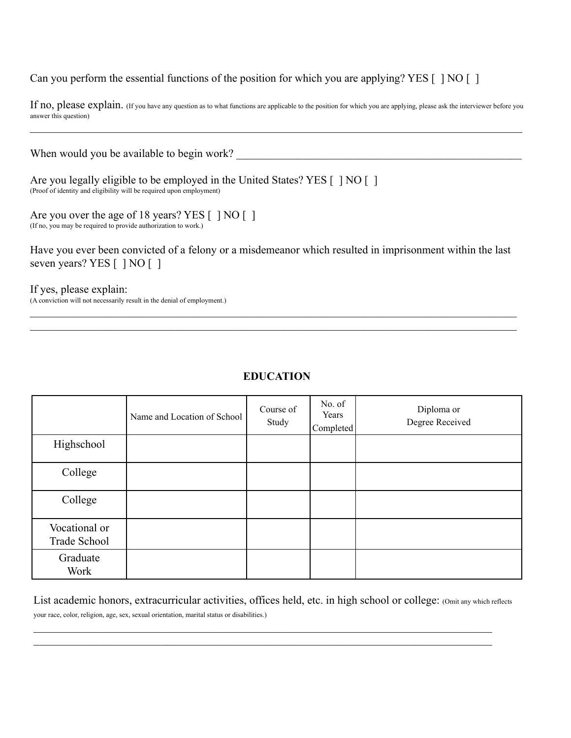Can you perform the essential functions of the position for which you are applying? YES [ ] NO [ ]

If no, please explain. (If you have any question as to what functions are applicable to the position for which you are applying, please ask the interviewer before you answer this question)

______________________________________________________________________________________

When would you be available to begin work? ______________________________________________

Are you legally eligible to be employed in the United States? YES [ ] NO [ ]
(Proof of identity and eligibility will be required upon employment)

Are you over the age of 18 years? YES [ ] NO [ ]
(If no, you may be required to provide authorization to work.)

Have you ever been convicted of a felony or a misdemeanor which resulted in imprisonment within the last seven years? YES [ ] NO [ ]

If yes, please explain:
(A conviction will not necessarily result in the denial of employment.)

______________________________________________________________________________________
______________________________________________________________________________________

**EDUCATION**

| | Name and Location of School | Course of Study | No. of Years Completed | Diploma or Degree Received |
|---|---|---|---|---|
| Highschool | | | | |
| College | | | | |
| College | | | | |
| Vocational or Trade School | | | | |
| Graduate Work | | | | |

List academic honors, extracurricular activities, offices held, etc. in high school or college: (Omit any which reflects your race, color, religion, age, sex, sexual orientation, marital status or disabilities.)

______________________________________________________________________________________
______________________________________________________________________________________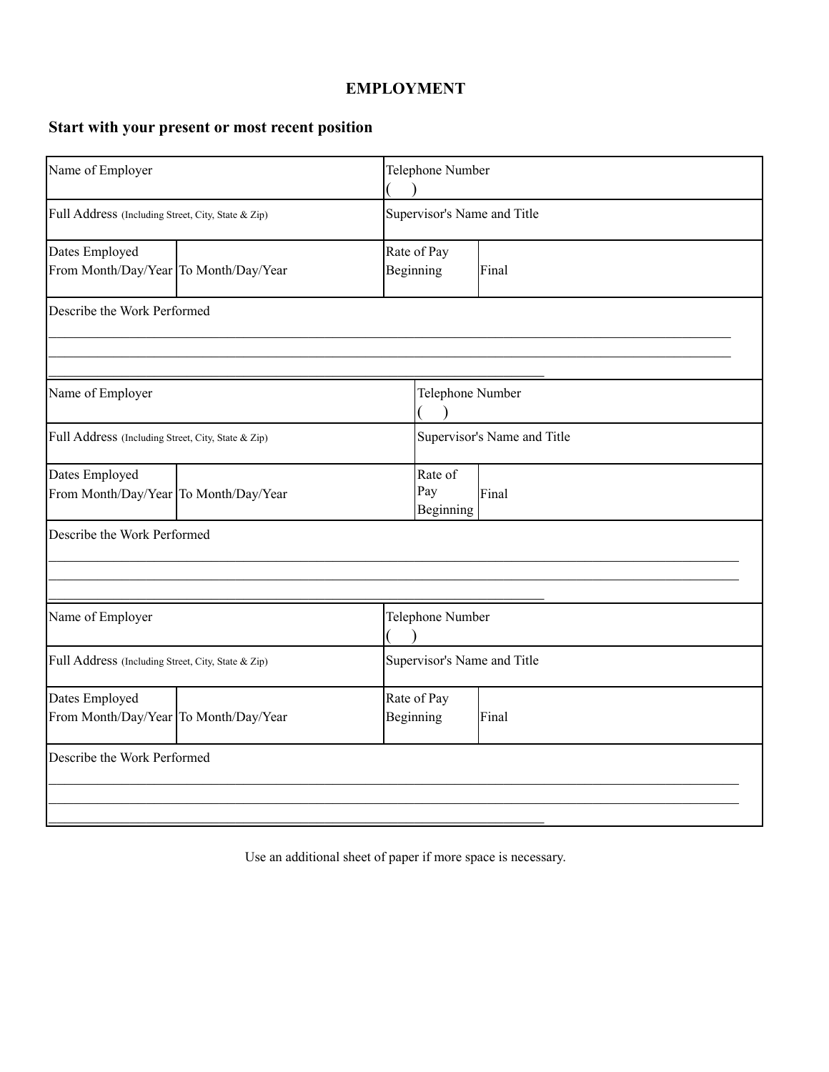## EMPLOYMENT

### Start with your present or most recent position

| Name of Employer | | Telephone Number<br>( ) | |
|---|---|---|---|
| Full Address (Including Street, City, State & Zip) | | Supervisor's Name and Title | |
| Dates Employed<br>From Month/Day/Year | To Month/Day/Year | Rate of Pay<br>Beginning | Final |
| Describe the Work Performed | | | |

| Name of Employer | | Telephone Number<br>( ) | |
|---|---|---|---|
| Full Address (Including Street, City, State & Zip) | | Supervisor's Name and Title | |
| Dates Employed<br>From Month/Day/Year | To Month/Day/Year | Rate of Pay<br>Beginning | Final |
| Describe the Work Performed | | | |

| Name of Employer | | Telephone Number<br>( ) | |
|---|---|---|---|
| Full Address (Including Street, City, State & Zip) | | Supervisor's Name and Title | |
| Dates Employed<br>From Month/Day/Year | To Month/Day/Year | Rate of Pay<br>Beginning | Final |
| Describe the Work Performed | | | |

Use an additional sheet of paper if more space is necessary.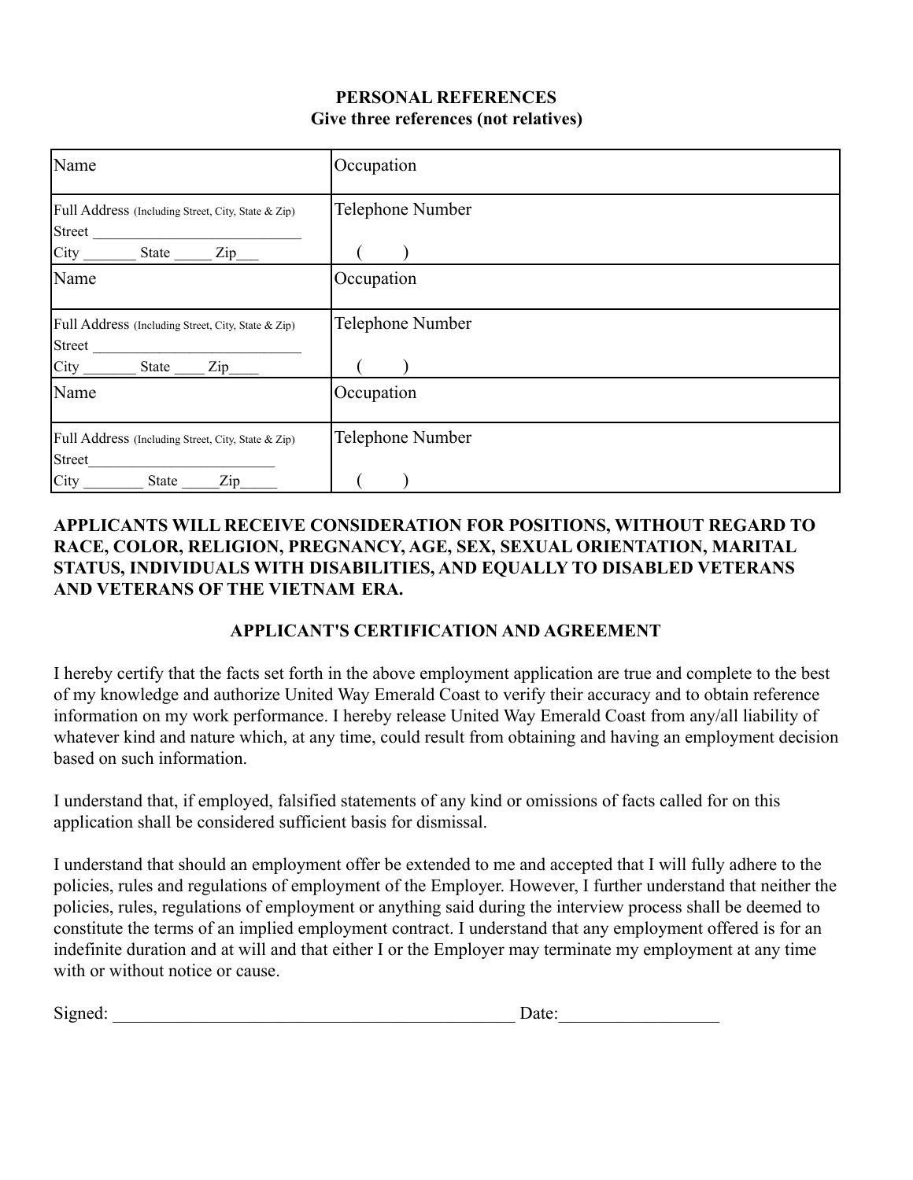**PERSONAL REFERENCES**
**Give three references (not relatives)**

| | |
|---|---|
| Name | Occupation |
| Full Address (Including Street, City, State & Zip)<br>Street ___________________________<br>City _______ State _____ Zip___ | Telephone Number<br><br>( ) |
| Name | Occupation |
| Full Address (Including Street, City, State & Zip)<br>Street ___________________________<br>City _______ State ____ Zip____ | Telephone Number<br><br>( ) |
| Name | Occupation |
| Full Address (Including Street, City, State & Zip)<br>Street_________________________<br>City ________ State _____Zip_____ | Telephone Number<br><br>( ) |

**APPLICANTS WILL RECEIVE CONSIDERATION FOR POSITIONS, WITHOUT REGARD TO RACE, COLOR, RELIGION, PREGNANCY, AGE, SEX, SEXUAL ORIENTATION, MARITAL STATUS, INDIVIDUALS WITH DISABILITIES, AND EQUALLY TO DISABLED VETERANS AND VETERANS OF THE VIETNAM ERA.**

**APPLICANT'S CERTIFICATION AND AGREEMENT**

I hereby certify that the facts set forth in the above employment application are true and complete to the best of my knowledge and authorize United Way Emerald Coast to verify their accuracy and to obtain reference information on my work performance. I hereby release United Way Emerald Coast from any/all liability of whatever kind and nature which, at any time, could result from obtaining and having an employment decision based on such information.

I understand that, if employed, falsified statements of any kind or omissions of facts called for on this application shall be considered sufficient basis for dismissal.

I understand that should an employment offer be extended to me and accepted that I will fully adhere to the policies, rules and regulations of employment of the Employer. However, I further understand that neither the policies, rules, regulations of employment or anything said during the interview process shall be deemed to constitute the terms of an implied employment contract. I understand that any employment offered is for an indefinite duration and at will and that either I or the Employer may terminate my employment at any time with or without notice or cause.

Signed: ____________________________________________ Date:_________________